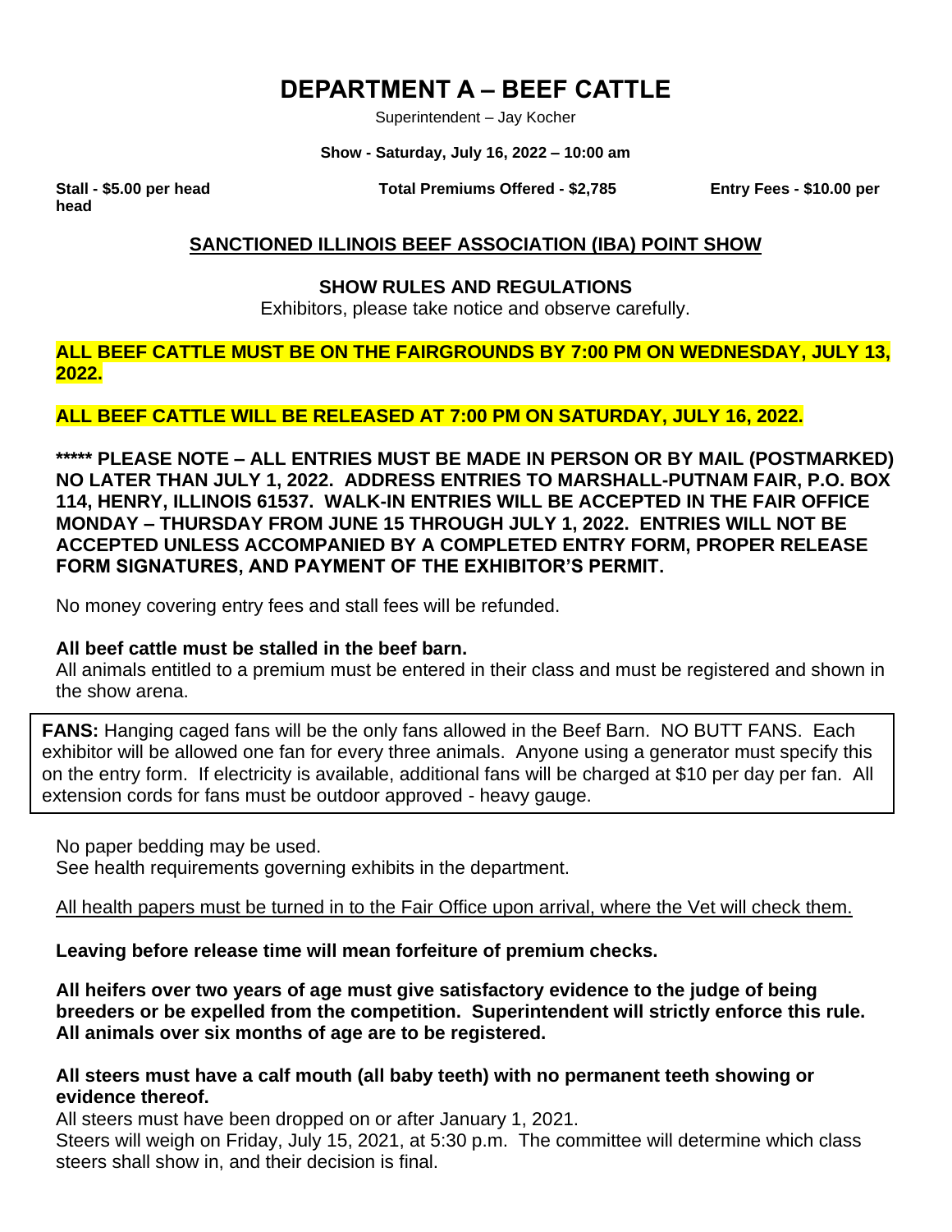# DEPARTMENT A – BEEF CATTLE

Superintendent – Jay Kocher

**Show - Saturday, July 16, 2022 – 10:00 am**

**Stall - $5.00 per head** **Total Premiums Offered - $2,785** **Entry Fees - $10.00 per head**

**SANCTIONED ILLINOIS BEEF ASSOCIATION (IBA) POINT SHOW**

**SHOW RULES AND REGULATIONS**

Exhibitors, please take notice and observe carefully.

**ALL BEEF CATTLE MUST BE ON THE FAIRGROUNDS BY 7:00 PM ON WEDNESDAY, JULY 13, 2022.**

**ALL BEEF CATTLE WILL BE RELEASED AT 7:00 PM ON SATURDAY, JULY 16, 2022.**

**\*\*\*\*\* PLEASE NOTE – ALL ENTRIES MUST BE MADE IN PERSON OR BY MAIL (POSTMARKED) NO LATER THAN JULY 1, 2022. ADDRESS ENTRIES TO MARSHALL-PUTNAM FAIR, P.O. BOX 114, HENRY, ILLINOIS 61537. WALK-IN ENTRIES WILL BE ACCEPTED IN THE FAIR OFFICE MONDAY – THURSDAY FROM JUNE 15 THROUGH JULY 1, 2022. ENTRIES WILL NOT BE ACCEPTED UNLESS ACCOMPANIED BY A COMPLETED ENTRY FORM, PROPER RELEASE FORM SIGNATURES, AND PAYMENT OF THE EXHIBITOR'S PERMIT.**

No money covering entry fees and stall fees will be refunded.

**All beef cattle must be stalled in the beef barn.**
All animals entitled to a premium must be entered in their class and must be registered and shown in the show arena.

**FANS:** Hanging caged fans will be the only fans allowed in the Beef Barn. NO BUTT FANS. Each exhibitor will be allowed one fan for every three animals. Anyone using a generator must specify this on the entry form. If electricity is available, additional fans will be charged at $10 per day per fan. All extension cords for fans must be outdoor approved - heavy gauge.

No paper bedding may be used.
See health requirements governing exhibits in the department.

All health papers must be turned in to the Fair Office upon arrival, where the Vet will check them.

**Leaving before release time will mean forfeiture of premium checks.**

**All heifers over two years of age must give satisfactory evidence to the judge of being breeders or be expelled from the competition. Superintendent will strictly enforce this rule. All animals over six months of age are to be registered.**

**All steers must have a calf mouth (all baby teeth) with no permanent teeth showing or evidence thereof.**
All steers must have been dropped on or after January 1, 2021.
Steers will weigh on Friday, July 15, 2021, at 5:30 p.m. The committee will determine which class steers shall show in, and their decision is final.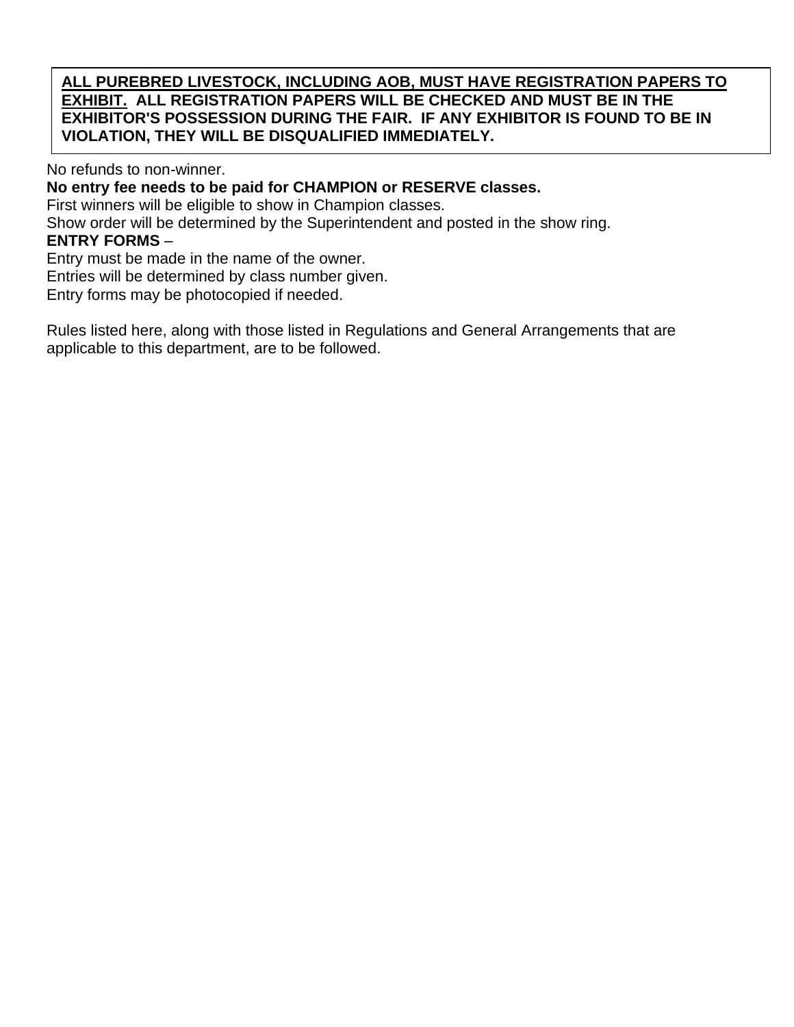**ALL PUREBRED LIVESTOCK, INCLUDING AOB, MUST HAVE REGISTRATION PAPERS TO EXHIBIT. ALL REGISTRATION PAPERS WILL BE CHECKED AND MUST BE IN THE EXHIBITOR'S POSSESSION DURING THE FAIR. IF ANY EXHIBITOR IS FOUND TO BE IN VIOLATION, THEY WILL BE DISQUALIFIED IMMEDIATELY.**

No refunds to non-winner.

**No entry fee needs to be paid for CHAMPION or RESERVE classes.**

First winners will be eligible to show in Champion classes.

Show order will be determined by the Superintendent and posted in the show ring.

**ENTRY FORMS** –

Entry must be made in the name of the owner.

Entries will be determined by class number given.

Entry forms may be photocopied if needed.

Rules listed here, along with those listed in Regulations and General Arrangements that are applicable to this department, are to be followed.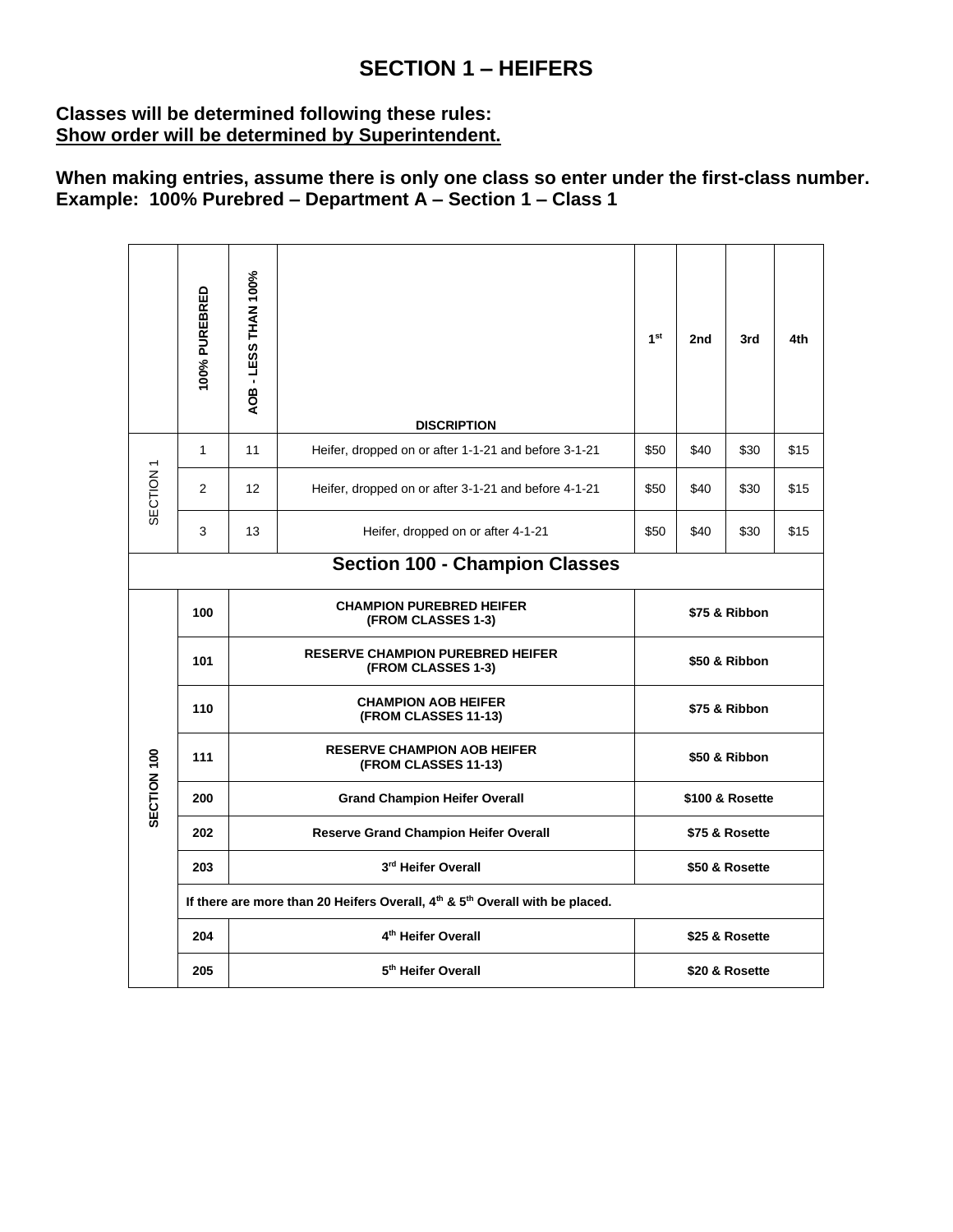# SECTION 1 – HEIFERS

**Classes will be determined following these rules:**
**<u>Show order will be determined by Superintendent.</u>**

**When making entries, assume there is only one class so enter under the first-class number.**
**Example: 100% Purebred – Department A – Section 1 – Class 1**

| | 100% PUREBRED | AOB - LESS THAN 100% | DISCRIPTION | 1st | 2nd | 3rd | 4th |
|---|---|---|---|---|---|---|---|
| SECTION 1 | 1 | 11 | Heifer, dropped on or after 1-1-21 and before 3-1-21 | $50 | $40 | $30 | $15 |
| | 2 | 12 | Heifer, dropped on or after 3-1-21 and before 4-1-21 | $50 | $40 | $30 | $15 |
| | 3 | 13 | Heifer, dropped on or after 4-1-21 | $50 | $40 | $30 | $15 |
| **Section 100 - Champion Classes** | | | | | | | |
| SECTION 100 | 100 | **CHAMPION PUREBRED HEIFER (FROM CLASSES 1-3)** | | **$75 & Ribbon** | | | |
| | 101 | **RESERVE CHAMPION PUREBRED HEIFER (FROM CLASSES 1-3)** | | **$50 & Ribbon** | | | |
| | 110 | **CHAMPION AOB HEIFER (FROM CLASSES 11-13)** | | **$75 & Ribbon** | | | |
| | 111 | **RESERVE CHAMPION AOB HEIFER (FROM CLASSES 11-13)** | | **$50 & Ribbon** | | | |
| | 200 | **Grand Champion Heifer Overall** | | **$100 & Rosette** | | | |
| | 202 | **Reserve Grand Champion Heifer Overall** | | **$75 & Rosette** | | | |
| | 203 | **3rd Heifer Overall** | | **$50 & Rosette** | | | |
| | **If there are more than 20 Heifers Overall, 4th & 5th Overall with be placed.** | | | | | | |
| | 204 | **4th Heifer Overall** | | **$25 & Rosette** | | | |
| | 205 | **5th Heifer Overall** | | **$20 & Rosette** | | | |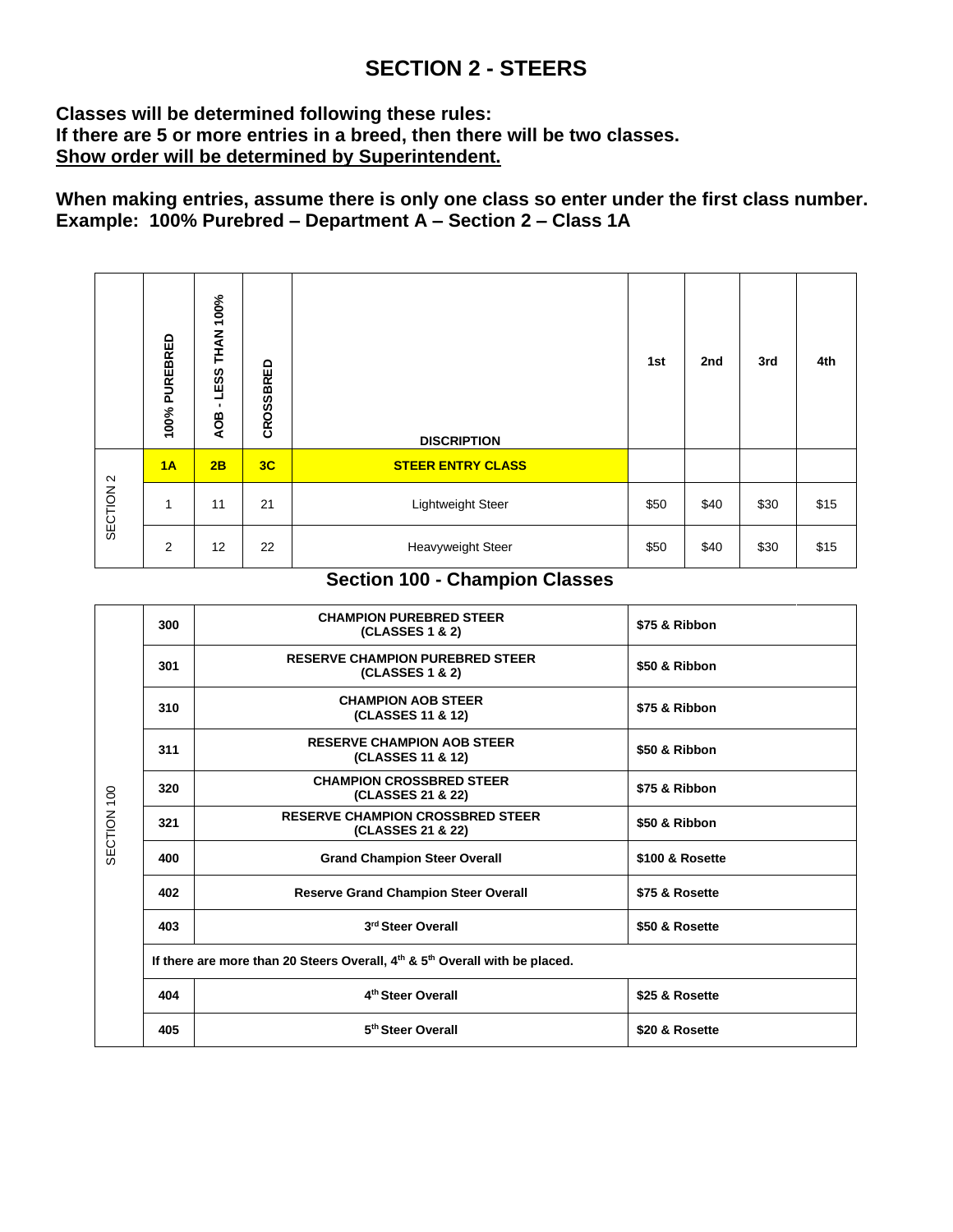# SECTION 2 - STEERS

**Classes will be determined following these rules:**
**If there are 5 or more entries in a breed, then there will be two classes.**
**<u>Show order will be determined by Superintendent.</u>**

**When making entries, assume there is only one class so enter under the first class number.**
**Example: 100% Purebred – Department A – Section 2 – Class 1A**

| | 100% PUREBRED | AOB - LESS THAN 100% | CROSSBRED | DISCRIPTION | 1st | 2nd | 3rd | 4th |
|---|---|---|---|---|---|---|---|---|
| SECTION 2 | **1A** | **2B** | **3C** | **STEER ENTRY CLASS** | | | | |
| | 1 | 11 | 21 | Lightweight Steer | $50 | $40 | $30 | $15 |
| | 2 | 12 | 22 | Heavyweight Steer | $50 | $40 | $30 | $15 |

## Section 100 - Champion Classes

| | | | |
|---|---|---|---|
| SECTION 100 | 300 | **CHAMPION PUREBRED STEER (CLASSES 1 & 2)** | **$75 & Ribbon** |
| | 301 | **RESERVE CHAMPION PUREBRED STEER (CLASSES 1 & 2)** | **$50 & Ribbon** |
| | 310 | **CHAMPION AOB STEER (CLASSES 11 & 12)** | **$75 & Ribbon** |
| | 311 | **RESERVE CHAMPION AOB STEER (CLASSES 11 & 12)** | **$50 & Ribbon** |
| | 320 | **CHAMPION CROSSBRED STEER (CLASSES 21 & 22)** | **$75 & Ribbon** |
| | 321 | **RESERVE CHAMPION CROSSBRED STEER (CLASSES 21 & 22)** | **$50 & Ribbon** |
| | 400 | **Grand Champion Steer Overall** | **$100 & Rosette** |
| | 402 | **Reserve Grand Champion Steer Overall** | **$75 & Rosette** |
| | 403 | **3rd Steer Overall** | **$50 & Rosette** |
| | **If there are more than 20 Steers Overall, 4th & 5th Overall with be placed.** | | |
| | 404 | **4th Steer Overall** | **$25 & Rosette** |
| | 405 | **5th Steer Overall** | **$20 & Rosette** |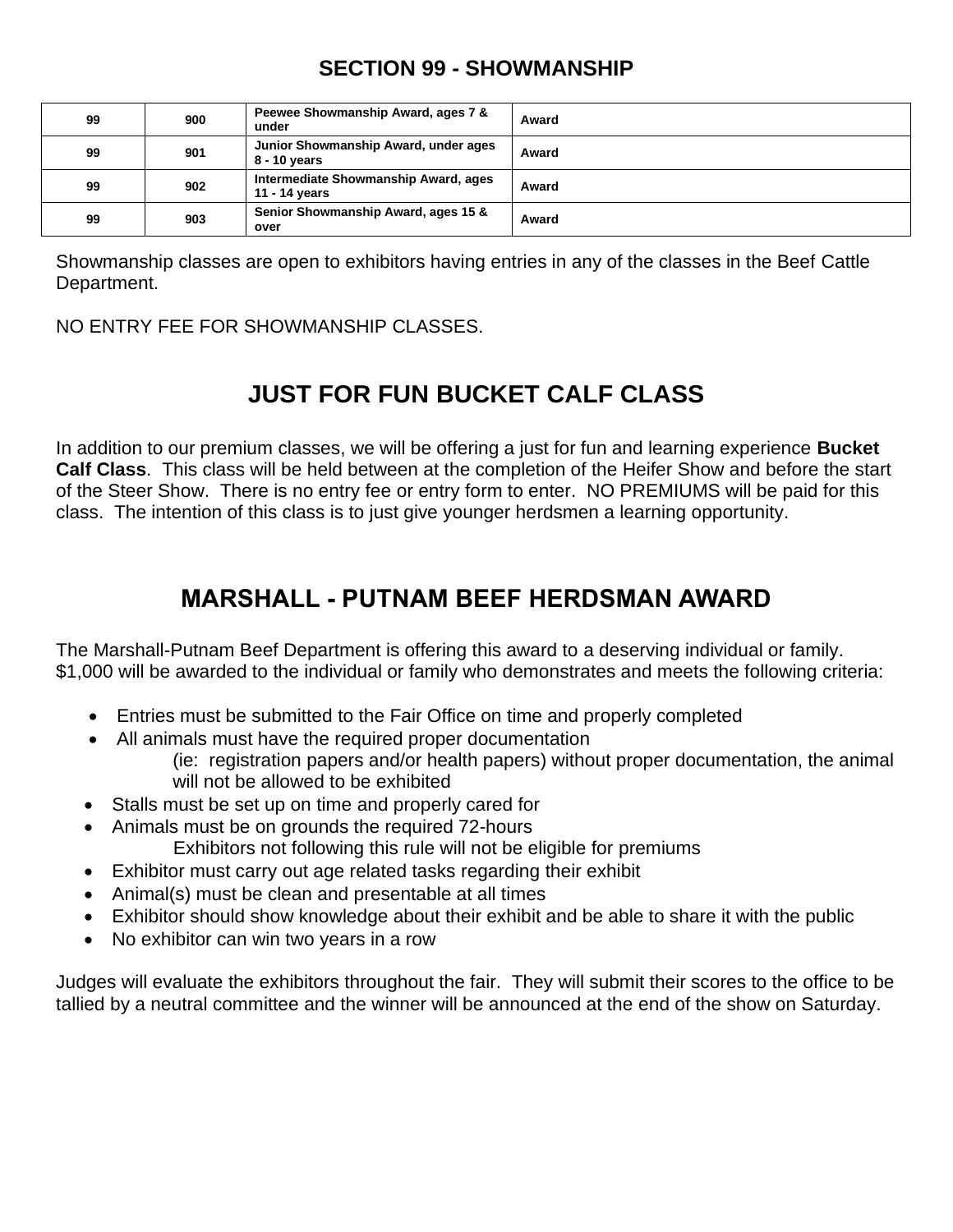## SECTION 99 - SHOWMANSHIP

| | | | |
|---|---|---|---|
| 99 | 900 | Peewee Showmanship Award, ages 7 & under | Award |
| 99 | 901 | Junior Showmanship Award, under ages 8 - 10 years | Award |
| 99 | 902 | Intermediate Showmanship Award, ages 11 - 14 years | Award |
| 99 | 903 | Senior Showmanship Award, ages 15 & over | Award |

Showmanship classes are open to exhibitors having entries in any of the classes in the Beef Cattle Department.

NO ENTRY FEE FOR SHOWMANSHIP CLASSES.

## JUST FOR FUN BUCKET CALF CLASS

In addition to our premium classes, we will be offering a just for fun and learning experience **Bucket Calf Class**. This class will be held between at the completion of the Heifer Show and before the start of the Steer Show. There is no entry fee or entry form to enter. NO PREMIUMS will be paid for this class. The intention of this class is to just give younger herdsmen a learning opportunity.

## MARSHALL - PUTNAM BEEF HERDSMAN AWARD

The Marshall-Putnam Beef Department is offering this award to a deserving individual or family. $1,000 will be awarded to the individual or family who demonstrates and meets the following criteria:

- Entries must be submitted to the Fair Office on time and properly completed
- All animals must have the required proper documentation
  (ie: registration papers and/or health papers) without proper documentation, the animal will not be allowed to be exhibited
- Stalls must be set up on time and properly cared for
- Animals must be on grounds the required 72-hours
  Exhibitors not following this rule will not be eligible for premiums
- Exhibitor must carry out age related tasks regarding their exhibit
- Animal(s) must be clean and presentable at all times
- Exhibitor should show knowledge about their exhibit and be able to share it with the public
- No exhibitor can win two years in a row

Judges will evaluate the exhibitors throughout the fair. They will submit their scores to the office to be tallied by a neutral committee and the winner will be announced at the end of the show on Saturday.